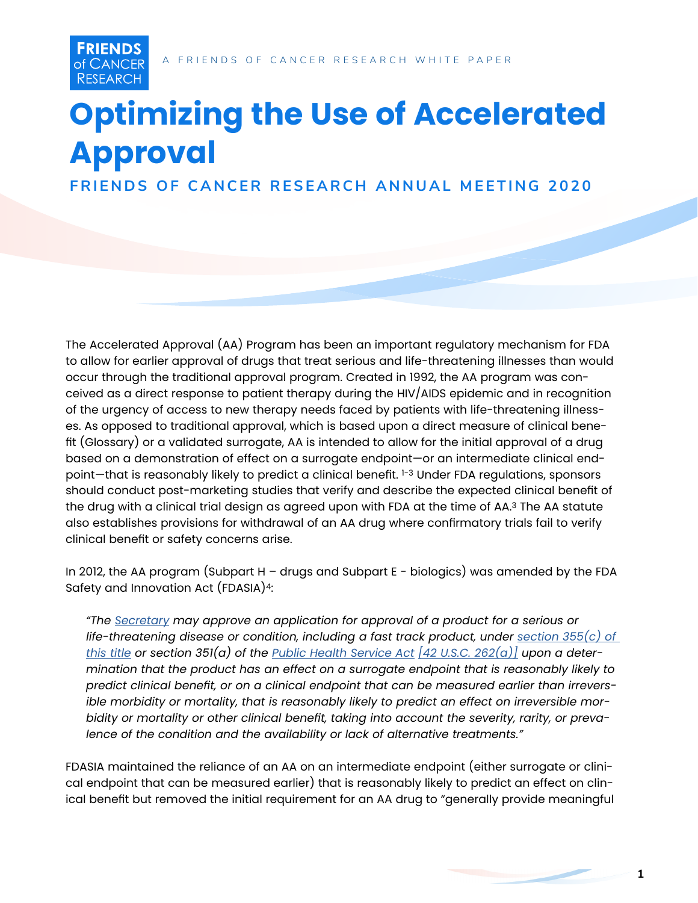A FRIENDS OF CANCER RESEARCH WHITE PAPER

# Optimizing the Use of Accelerated Approval

## FRIENDS OF CANCER RESEARCH ANNUAL MEETING 2020

The Accelerated Approval (AA) Program has been an important regulatory mechanism for FDA to allow for earlier approval of drugs that treat serious and life-threatening illnesses than would occur through the traditional approval program. Created in 1992, the AA program was conceived as a direct response to patient therapy during the HIV/AIDS epidemic and in recognition of the urgency of access to new therapy needs faced by patients with life-threatening illnesses. As opposed to traditional approval, which is based upon a direct measure of clinical benefit (Glossary) or a validated surrogate, AA is intended to allow for the initial approval of a drug based on a demonstration of effect on a surrogate endpoint—or an intermediate clinical endpoint—that is reasonably likely to predict a clinical benefit. [1–3] Under FDA regulations, sponsors should conduct post-marketing studies that verify and describe the expected clinical benefit of the drug with a clinical trial design as agreed upon with FDA at the time of AA.[3] The AA statute also establishes provisions for withdrawal of an AA drug where confirmatory trials fail to verify clinical benefit or safety concerns arise.

In 2012, the AA program (Subpart H – drugs and Subpart E - biologics) was amended by the FDA Safety and Innovation Act (FDASIA)[4]:

> *"The [Secretary] may approve an application for approval of a product for a serious or life-threatening disease or condition, including a fast track product, under [section 355(c) of this title] or section 351(a) of the [Public Health Service Act] [[42 U.S.C. 262(a)]] upon a determination that the product has an effect on a surrogate endpoint that is reasonably likely to predict clinical benefit, or on a clinical endpoint that can be measured earlier than irreversible morbidity or mortality, that is reasonably likely to predict an effect on irreversible morbidity or mortality or other clinical benefit, taking into account the severity, rarity, or prevalence of the condition and the availability or lack of alternative treatments."*

FDASIA maintained the reliance of an AA on an intermediate endpoint (either surrogate or clinical endpoint that can be measured earlier) that is reasonably likely to predict an effect on clinical benefit but removed the initial requirement for an AA drug to "generally provide meaningful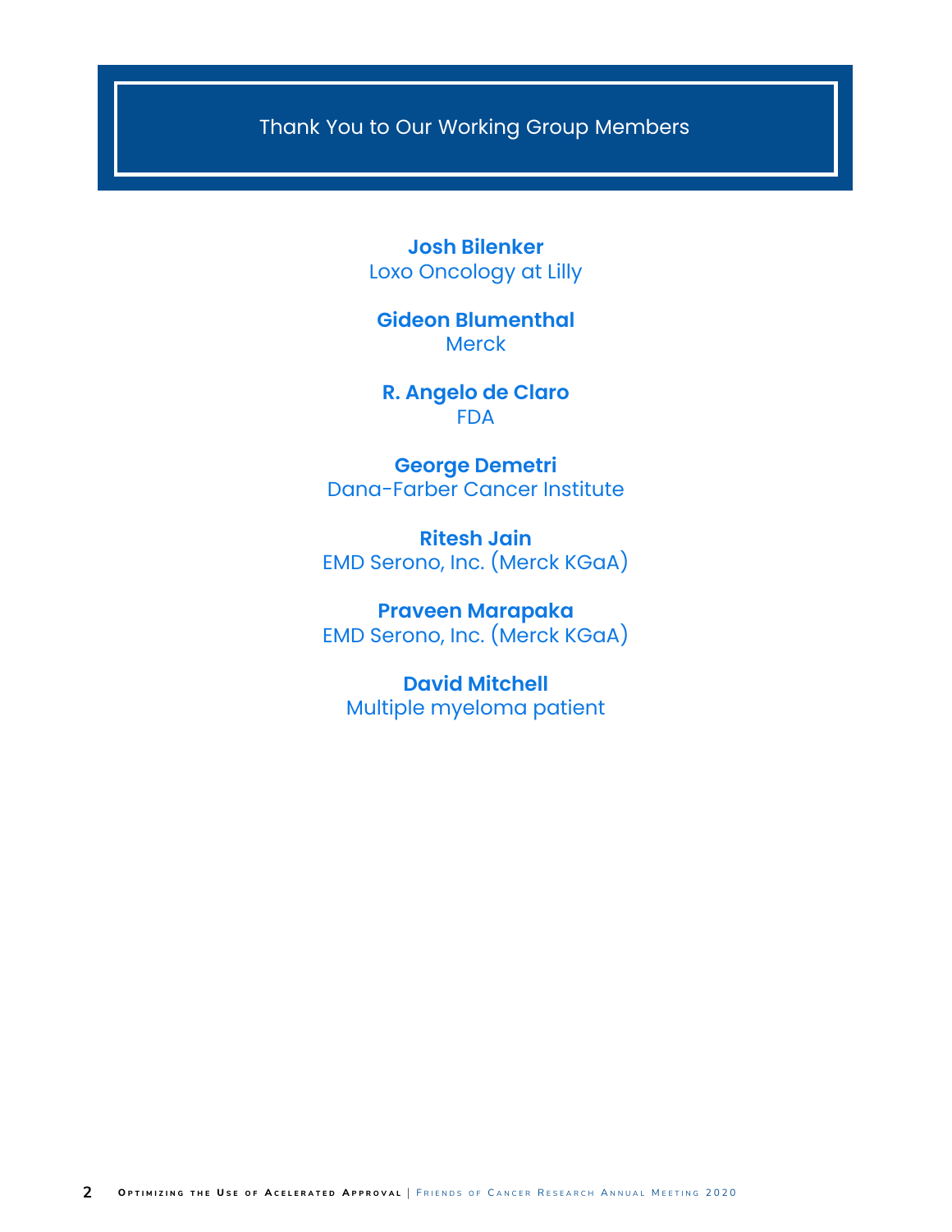# Thank You to Our Working Group Members

**Josh Bilenker**
Loxo Oncology at Lilly

**Gideon Blumenthal**
Merck

**R. Angelo de Claro**
FDA

**George Demetri**
Dana-Farber Cancer Institute

**Ritesh Jain**
EMD Serono, Inc. (Merck KGaA)

**Praveen Marapaka**
EMD Serono, Inc. (Merck KGaA)

**David Mitchell**
Multiple myeloma patient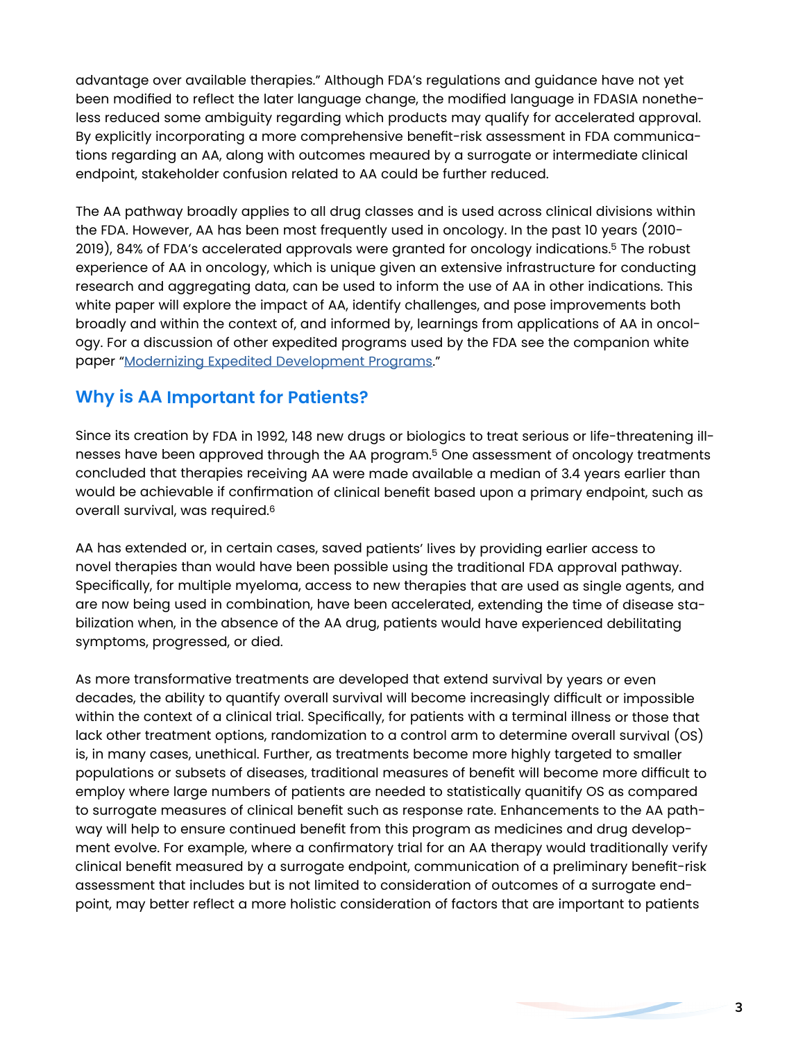advantage over available therapies." Although FDA's regulations and guidance have not yet been modified to reflect the later language change, the modified language in FDASIA nonetheless reduced some ambiguity regarding which products may qualify for accelerated approval. By explicitly incorporating a more comprehensive benefit-risk assessment in FDA communications regarding an AA, along with outcomes meaured by a surrogate or intermediate clinical endpoint, stakeholder confusion related to AA could be further reduced.

The AA pathway broadly applies to all drug classes and is used across clinical divisions within the FDA. However, AA has been most frequently used in oncology. In the past 10 years (2010-2019), 84% of FDA's accelerated approvals were granted for oncology indications.[5] The robust experience of AA in oncology, which is unique given an extensive infrastructure for conducting research and aggregating data, can be used to inform the use of AA in other indications. This white paper will explore the impact of AA, identify challenges, and pose improvements both broadly and within the context of, and informed by, learnings from applications of AA in oncology. For a discussion of other expedited programs used by the FDA see the companion white paper "Modernizing Expedited Development Programs."

## Why is AA Important for Patients?

Since its creation by FDA in 1992, 148 new drugs or biologics to treat serious or life-threatening illnesses have been approved through the AA program.[5] One assessment of oncology treatments concluded that therapies receiving AA were made available a median of 3.4 years earlier than would be achievable if confirmation of clinical benefit based upon a primary endpoint, such as overall survival, was required.[6]

AA has extended or, in certain cases, saved patients' lives by providing earlier access to novel therapies than would have been possible using the traditional FDA approval pathway. Specifically, for multiple myeloma, access to new therapies that are used as single agents, and are now being used in combination, have been accelerated, extending the time of disease stabilization when, in the absence of the AA drug, patients would have experienced debilitating symptoms, progressed, or died.

As more transformative treatments are developed that extend survival by years or even decades, the ability to quantify overall survival will become increasingly difficult or impossible within the context of a clinical trial. Specifically, for patients with a terminal illness or those that lack other treatment options, randomization to a control arm to determine overall survival (OS) is, in many cases, unethical. Further, as treatments become more highly targeted to smaller populations or subsets of diseases, traditional measures of benefit will become more difficult to employ where large numbers of patients are needed to statistically quanitify OS as compared to surrogate measures of clinical benefit such as response rate. Enhancements to the AA pathway will help to ensure continued benefit from this program as medicines and drug development evolve. For example, where a confirmatory trial for an AA therapy would traditionally verify clinical benefit measured by a surrogate endpoint, communication of a preliminary benefit-risk assessment that includes but is not limited to consideration of outcomes of a surrogate endpoint, may better reflect a more holistic consideration of factors that are important to patients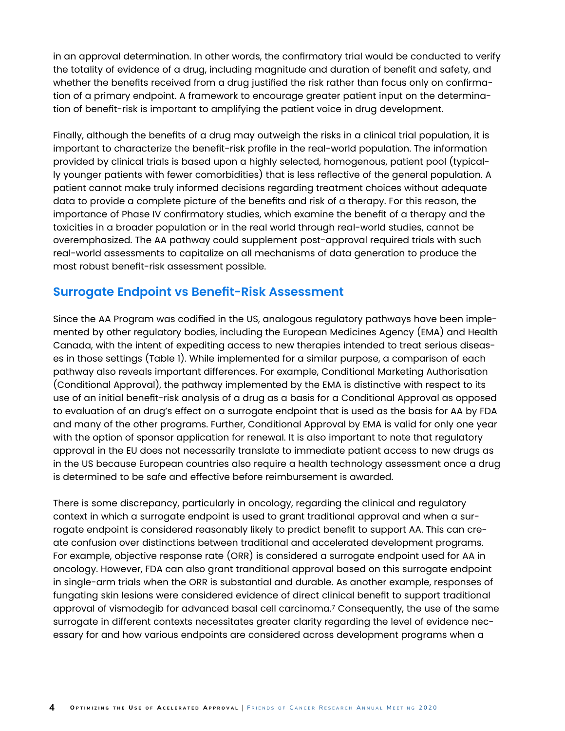in an approval determination. In other words, the confirmatory trial would be conducted to verify the totality of evidence of a drug, including magnitude and duration of benefit and safety, and whether the benefits received from a drug justified the risk rather than focus only on confirmation of a primary endpoint. A framework to encourage greater patient input on the determination of benefit-risk is important to amplifying the patient voice in drug development.

Finally, although the benefits of a drug may outweigh the risks in a clinical trial population, it is important to characterize the benefit-risk profile in the real-world population. The information provided by clinical trials is based upon a highly selected, homogenous, patient pool (typically younger patients with fewer comorbidities) that is less reflective of the general population. A patient cannot make truly informed decisions regarding treatment choices without adequate data to provide a complete picture of the benefits and risk of a therapy. For this reason, the importance of Phase IV confirmatory studies, which examine the benefit of a therapy and the toxicities in a broader population or in the real world through real-world studies, cannot be overemphasized. The AA pathway could supplement post-approval required trials with such real-world assessments to capitalize on all mechanisms of data generation to produce the most robust benefit-risk assessment possible.

## Surrogate Endpoint vs Benefit-Risk Assessment

Since the AA Program was codified in the US, analogous regulatory pathways have been implemented by other regulatory bodies, including the European Medicines Agency (EMA) and Health Canada, with the intent of expediting access to new therapies intended to treat serious diseases in those settings (Table 1). While implemented for a similar purpose, a comparison of each pathway also reveals important differences. For example, Conditional Marketing Authorisation (Conditional Approval), the pathway implemented by the EMA is distinctive with respect to its use of an initial benefit-risk analysis of a drug as a basis for a Conditional Approval as opposed to evaluation of an drug's effect on a surrogate endpoint that is used as the basis for AA by FDA and many of the other programs. Further, Conditional Approval by EMA is valid for only one year with the option of sponsor application for renewal. It is also important to note that regulatory approval in the EU does not necessarily translate to immediate patient access to new drugs as in the US because European countries also require a health technology assessment once a drug is determined to be safe and effective before reimbursement is awarded.

There is some discrepancy, particularly in oncology, regarding the clinical and regulatory context in which a surrogate endpoint is used to grant traditional approval and when a surrogate endpoint is considered reasonably likely to predict benefit to support AA. This can create confusion over distinctions between traditional and accelerated development programs. For example, objective response rate (ORR) is considered a surrogate endpoint used for AA in oncology. However, FDA can also grant tranditional approval based on this surrogate endpoint in single-arm trials when the ORR is substantial and durable. As another example, responses of fungating skin lesions were considered evidence of direct clinical benefit to support traditional approval of vismodegib for advanced basal cell carcinoma.[7] Consequently, the use of the same surrogate in different contexts necessitates greater clarity regarding the level of evidence necessary for and how various endpoints are considered across development programs when a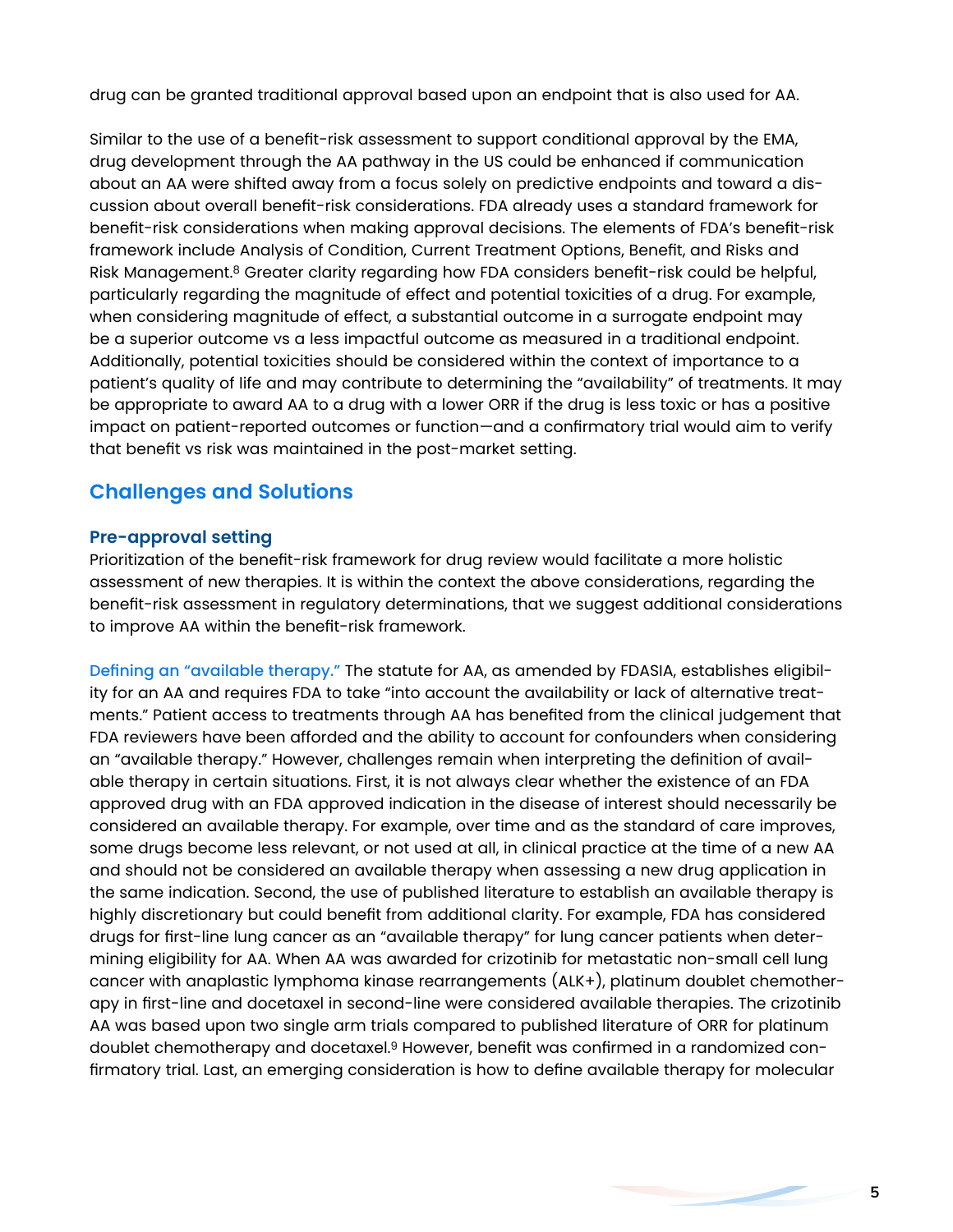drug can be granted traditional approval based upon an endpoint that is also used for AA.

Similar to the use of a benefit-risk assessment to support conditional approval by the EMA, drug development through the AA pathway in the US could be enhanced if communication about an AA were shifted away from a focus solely on predictive endpoints and toward a discussion about overall benefit-risk considerations. FDA already uses a standard framework for benefit-risk considerations when making approval decisions. The elements of FDA's benefit-risk framework include Analysis of Condition, Current Treatment Options, Benefit, and Risks and Risk Management.[8] Greater clarity regarding how FDA considers benefit-risk could be helpful, particularly regarding the magnitude of effect and potential toxicities of a drug. For example, when considering magnitude of effect, a substantial outcome in a surrogate endpoint may be a superior outcome vs a less impactful outcome as measured in a traditional endpoint. Additionally, potential toxicities should be considered within the context of importance to a patient's quality of life and may contribute to determining the "availability" of treatments. It may be appropriate to award AA to a drug with a lower ORR if the drug is less toxic or has a positive impact on patient-reported outcomes or function—and a confirmatory trial would aim to verify that benefit vs risk was maintained in the post-market setting.

## Challenges and Solutions

### Pre-approval setting

Prioritization of the benefit-risk framework for drug review would facilitate a more holistic assessment of new therapies. It is within the context the above considerations, regarding the benefit-risk assessment in regulatory determinations, that we suggest additional considerations to improve AA within the benefit-risk framework.

Defining an "available therapy." The statute for AA, as amended by FDASIA, establishes eligibility for an AA and requires FDA to take "into account the availability or lack of alternative treatments." Patient access to treatments through AA has benefited from the clinical judgement that FDA reviewers have been afforded and the ability to account for confounders when considering an "available therapy." However, challenges remain when interpreting the definition of available therapy in certain situations. First, it is not always clear whether the existence of an FDA approved drug with an FDA approved indication in the disease of interest should necessarily be considered an available therapy. For example, over time and as the standard of care improves, some drugs become less relevant, or not used at all, in clinical practice at the time of a new AA and should not be considered an available therapy when assessing a new drug application in the same indication. Second, the use of published literature to establish an available therapy is highly discretionary but could benefit from additional clarity. For example, FDA has considered drugs for first-line lung cancer as an "available therapy" for lung cancer patients when determining eligibility for AA. When AA was awarded for crizotinib for metastatic non-small cell lung cancer with anaplastic lymphoma kinase rearrangements (ALK+), platinum doublet chemotherapy in first-line and docetaxel in second-line were considered available therapies. The crizotinib AA was based upon two single arm trials compared to published literature of ORR for platinum doublet chemotherapy and docetaxel.[9] However, benefit was confirmed in a randomized confirmatory trial. Last, an emerging consideration is how to define available therapy for molecular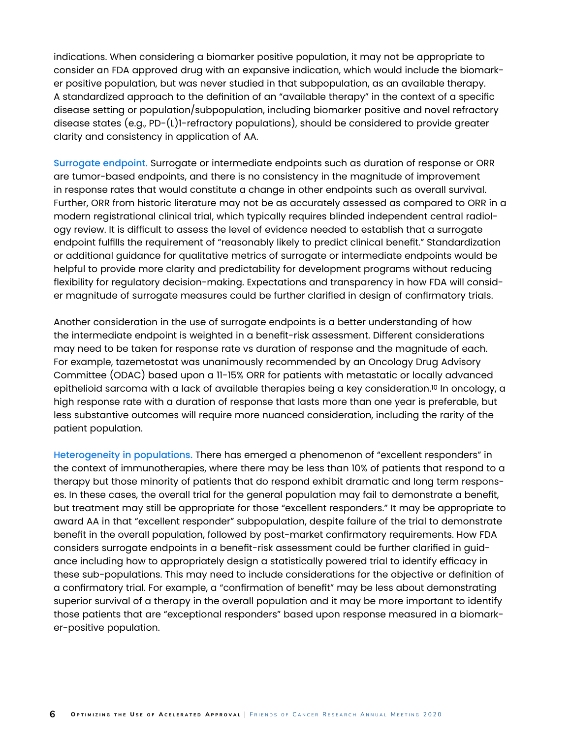indications. When considering a biomarker positive population, it may not be appropriate to consider an FDA approved drug with an expansive indication, which would include the biomarker positive population, but was never studied in that subpopulation, as an available therapy. A standardized approach to the definition of an "available therapy" in the context of a specific disease setting or population/subpopulation, including biomarker positive and novel refractory disease states (e.g., PD-(L)1-refractory populations), should be considered to provide greater clarity and consistency in application of AA.

**Surrogate endpoint.** Surrogate or intermediate endpoints such as duration of response or ORR are tumor-based endpoints, and there is no consistency in the magnitude of improvement in response rates that would constitute a change in other endpoints such as overall survival. Further, ORR from historic literature may not be as accurately assessed as compared to ORR in a modern registrational clinical trial, which typically requires blinded independent central radiology review. It is difficult to assess the level of evidence needed to establish that a surrogate endpoint fulfills the requirement of "reasonably likely to predict clinical benefit." Standardization or additional guidance for qualitative metrics of surrogate or intermediate endpoints would be helpful to provide more clarity and predictability for development programs without reducing flexibility for regulatory decision-making. Expectations and transparency in how FDA will consider magnitude of surrogate measures could be further clarified in design of confirmatory trials.

Another consideration in the use of surrogate endpoints is a better understanding of how the intermediate endpoint is weighted in a benefit-risk assessment. Different considerations may need to be taken for response rate vs duration of response and the magnitude of each. For example, tazemetostat was unanimously recommended by an Oncology Drug Advisory Committee (ODAC) based upon a 11-15% ORR for patients with metastatic or locally advanced epithelioid sarcoma with a lack of available therapies being a key consideration.[10] In oncology, a high response rate with a duration of response that lasts more than one year is preferable, but less substantive outcomes will require more nuanced consideration, including the rarity of the patient population.

**Heterogeneity in populations.** There has emerged a phenomenon of "excellent responders" in the context of immunotherapies, where there may be less than 10% of patients that respond to a therapy but those minority of patients that do respond exhibit dramatic and long term responses. In these cases, the overall trial for the general population may fail to demonstrate a benefit, but treatment may still be appropriate for those "excellent responders." It may be appropriate to award AA in that "excellent responder" subpopulation, despite failure of the trial to demonstrate benefit in the overall population, followed by post-market confirmatory requirements. How FDA considers surrogate endpoints in a benefit-risk assessment could be further clarified in guidance including how to appropriately design a statistically powered trial to identify efficacy in these sub-populations. This may need to include considerations for the objective or definition of a confirmatory trial. For example, a "confirmation of benefit" may be less about demonstrating superior survival of a therapy in the overall population and it may be more important to identify those patients that are "exceptional responders" based upon response measured in a biomarker-positive population.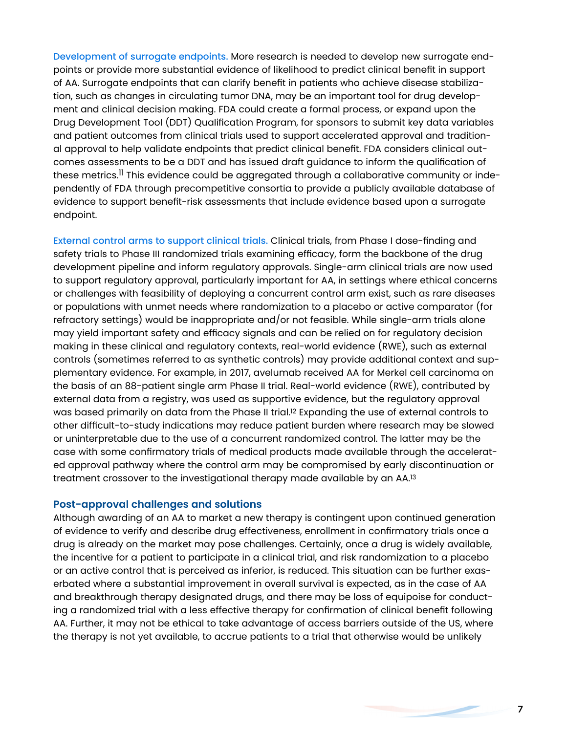**Development of surrogate endpoints.** More research is needed to develop new surrogate endpoints or provide more substantial evidence of likelihood to predict clinical benefit in support of AA. Surrogate endpoints that can clarify benefit in patients who achieve disease stabilization, such as changes in circulating tumor DNA, may be an important tool for drug development and clinical decision making. FDA could create a formal process, or expand upon the Drug Development Tool (DDT) Qualification Program, for sponsors to submit key data variables and patient outcomes from clinical trials used to support accelerated approval and traditional approval to help validate endpoints that predict clinical benefit. FDA considers clinical outcomes assessments to be a DDT and has issued draft guidance to inform the qualification of these metrics.[11] This evidence could be aggregated through a collaborative community or independently of FDA through precompetitive consortia to provide a publicly available database of evidence to support benefit-risk assessments that include evidence based upon a surrogate endpoint.

**External control arms to support clinical trials.** Clinical trials, from Phase I dose-finding and safety trials to Phase III randomized trials examining efficacy, form the backbone of the drug development pipeline and inform regulatory approvals. Single-arm clinical trials are now used to support regulatory approval, particularly important for AA, in settings where ethical concerns or challenges with feasibility of deploying a concurrent control arm exist, such as rare diseases or populations with unmet needs where randomization to a placebo or active comparator (for refractory settings) would be inappropriate and/or not feasible. While single-arm trials alone may yield important safety and efficacy signals and can be relied on for regulatory decision making in these clinical and regulatory contexts, real-world evidence (RWE), such as external controls (sometimes referred to as synthetic controls) may provide additional context and supplementary evidence. For example, in 2017, avelumab received AA for Merkel cell carcinoma on the basis of an 88-patient single arm Phase II trial. Real-world evidence (RWE), contributed by external data from a registry, was used as supportive evidence, but the regulatory approval was based primarily on data from the Phase II trial.[12] Expanding the use of external controls to other difficult-to-study indications may reduce patient burden where research may be slowed or uninterpretable due to the use of a concurrent randomized control. The latter may be the case with some confirmatory trials of medical products made available through the accelerated approval pathway where the control arm may be compromised by early discontinuation or treatment crossover to the investigational therapy made available by an AA.[13]

### Post-approval challenges and solutions

Although awarding of an AA to market a new therapy is contingent upon continued generation of evidence to verify and describe drug effectiveness, enrollment in confirmatory trials once a drug is already on the market may pose challenges. Certainly, once a drug is widely available, the incentive for a patient to participate in a clinical trial, and risk randomization to a placebo or an active control that is perceived as inferior, is reduced. This situation can be further exacerbated where a substantial improvement in overall survival is expected, as in the case of AA and breakthrough therapy designated drugs, and there may be loss of equipoise for conducting a randomized trial with a less effective therapy for confirmation of clinical benefit following AA. Further, it may not be ethical to take advantage of access barriers outside of the US, where the therapy is not yet available, to accrue patients to a trial that otherwise would be unlikely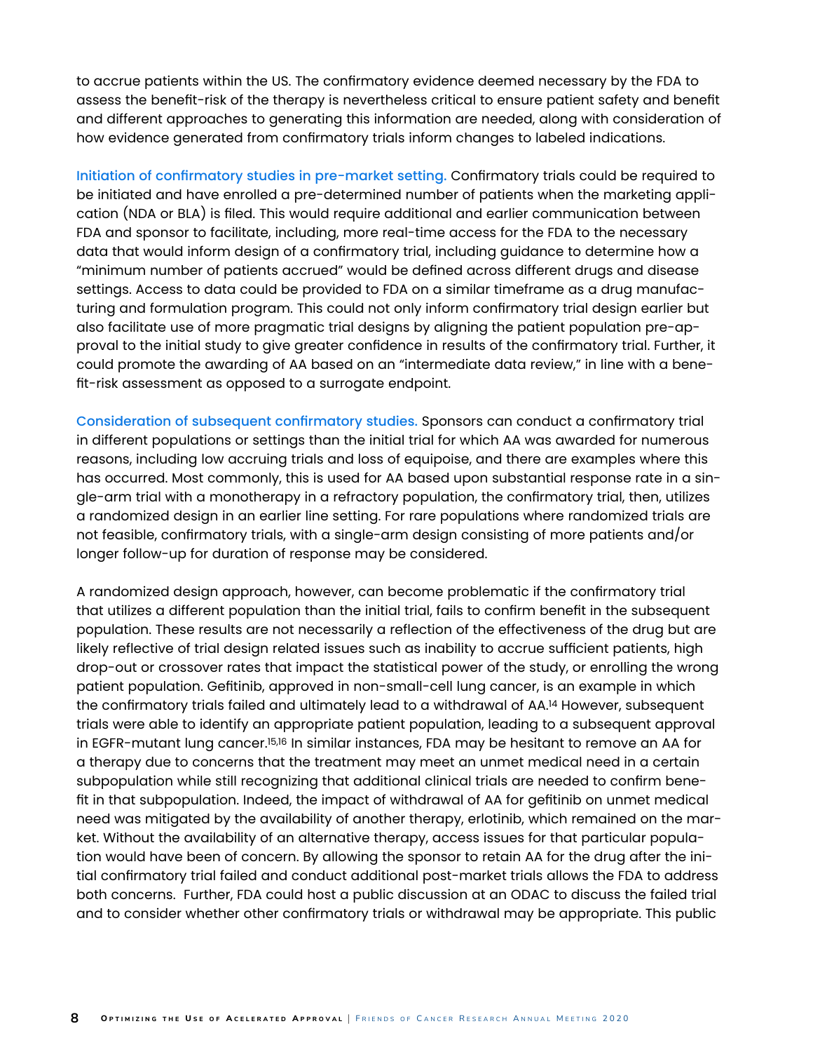to accrue patients within the US. The confirmatory evidence deemed necessary by the FDA to assess the benefit-risk of the therapy is nevertheless critical to ensure patient safety and benefit and different approaches to generating this information are needed, along with consideration of how evidence generated from confirmatory trials inform changes to labeled indications.

**Initiation of confirmatory studies in pre-market setting.** Confirmatory trials could be required to be initiated and have enrolled a pre-determined number of patients when the marketing application (NDA or BLA) is filed. This would require additional and earlier communication between FDA and sponsor to facilitate, including, more real-time access for the FDA to the necessary data that would inform design of a confirmatory trial, including guidance to determine how a "minimum number of patients accrued" would be defined across different drugs and disease settings. Access to data could be provided to FDA on a similar timeframe as a drug manufacturing and formulation program. This could not only inform confirmatory trial design earlier but also facilitate use of more pragmatic trial designs by aligning the patient population pre-approval to the initial study to give greater confidence in results of the confirmatory trial. Further, it could promote the awarding of AA based on an "intermediate data review," in line with a benefit-risk assessment as opposed to a surrogate endpoint.

**Consideration of subsequent confirmatory studies.** Sponsors can conduct a confirmatory trial in different populations or settings than the initial trial for which AA was awarded for numerous reasons, including low accruing trials and loss of equipoise, and there are examples where this has occurred. Most commonly, this is used for AA based upon substantial response rate in a single-arm trial with a monotherapy in a refractory population, the confirmatory trial, then, utilizes a randomized design in an earlier line setting. For rare populations where randomized trials are not feasible, confirmatory trials, with a single-arm design consisting of more patients and/or longer follow-up for duration of response may be considered.

A randomized design approach, however, can become problematic if the confirmatory trial that utilizes a different population than the initial trial, fails to confirm benefit in the subsequent population. These results are not necessarily a reflection of the effectiveness of the drug but are likely reflective of trial design related issues such as inability to accrue sufficient patients, high drop-out or crossover rates that impact the statistical power of the study, or enrolling the wrong patient population. Gefitinib, approved in non-small-cell lung cancer, is an example in which the confirmatory trials failed and ultimately lead to a withdrawal of AA.[14] However, subsequent trials were able to identify an appropriate patient population, leading to a subsequent approval in EGFR-mutant lung cancer.[15,16] In similar instances, FDA may be hesitant to remove an AA for a therapy due to concerns that the treatment may meet an unmet medical need in a certain subpopulation while still recognizing that additional clinical trials are needed to confirm benefit in that subpopulation. Indeed, the impact of withdrawal of AA for gefitinib on unmet medical need was mitigated by the availability of another therapy, erlotinib, which remained on the market. Without the availability of an alternative therapy, access issues for that particular population would have been of concern. By allowing the sponsor to retain AA for the drug after the initial confirmatory trial failed and conduct additional post-market trials allows the FDA to address both concerns. Further, FDA could host a public discussion at an ODAC to discuss the failed trial and to consider whether other confirmatory trials or withdrawal may be appropriate. This public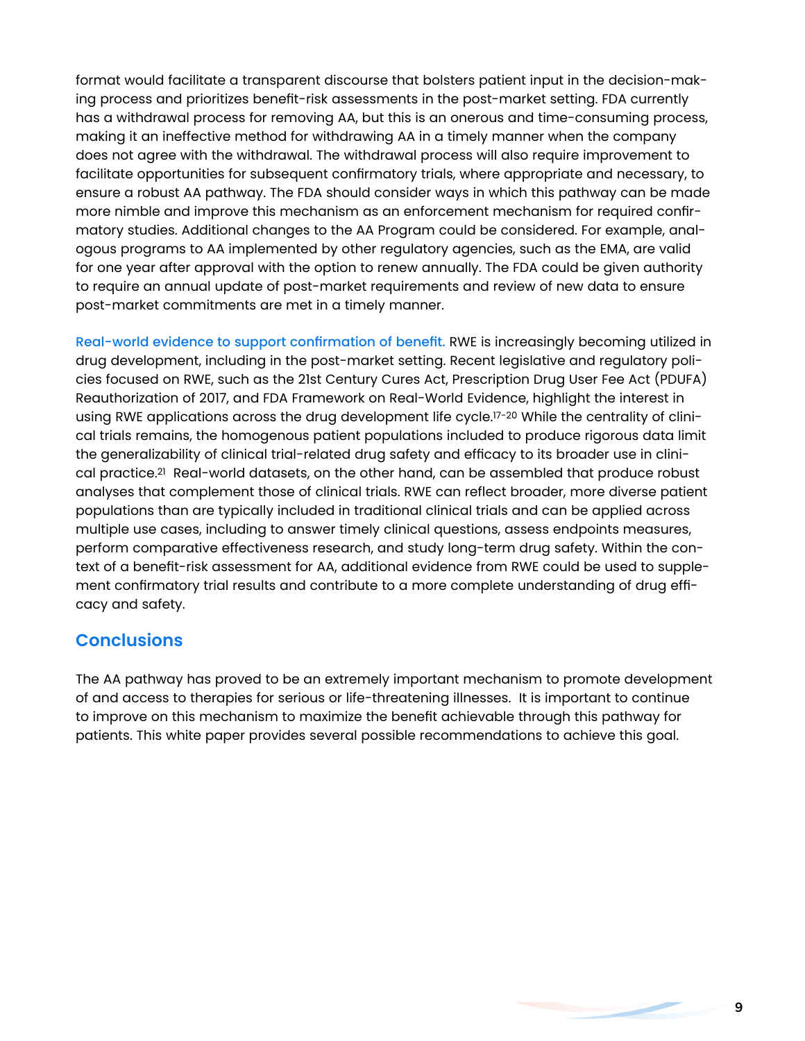format would facilitate a transparent discourse that bolsters patient input in the decision-making process and prioritizes benefit-risk assessments in the post-market setting. FDA currently has a withdrawal process for removing AA, but this is an onerous and time-consuming process, making it an ineffective method for withdrawing AA in a timely manner when the company does not agree with the withdrawal. The withdrawal process will also require improvement to facilitate opportunities for subsequent confirmatory trials, where appropriate and necessary, to ensure a robust AA pathway. The FDA should consider ways in which this pathway can be made more nimble and improve this mechanism as an enforcement mechanism for required confirmatory studies. Additional changes to the AA Program could be considered. For example, analogous programs to AA implemented by other regulatory agencies, such as the EMA, are valid for one year after approval with the option to renew annually. The FDA could be given authority to require an annual update of post-market requirements and review of new data to ensure post-market commitments are met in a timely manner.

Real-world evidence to support confirmation of benefit. RWE is increasingly becoming utilized in drug development, including in the post-market setting. Recent legislative and regulatory policies focused on RWE, such as the 21st Century Cures Act, Prescription Drug User Fee Act (PDUFA) Reauthorization of 2017, and FDA Framework on Real-World Evidence, highlight the interest in using RWE applications across the drug development life cycle.[17-20] While the centrality of clinical trials remains, the homogenous patient populations included to produce rigorous data limit the generalizability of clinical trial-related drug safety and efficacy to its broader use in clinical practice.[21] Real-world datasets, on the other hand, can be assembled that produce robust analyses that complement those of clinical trials. RWE can reflect broader, more diverse patient populations than are typically included in traditional clinical trials and can be applied across multiple use cases, including to answer timely clinical questions, assess endpoints measures, perform comparative effectiveness research, and study long-term drug safety. Within the context of a benefit-risk assessment for AA, additional evidence from RWE could be used to supplement confirmatory trial results and contribute to a more complete understanding of drug efficacy and safety.

## Conclusions

The AA pathway has proved to be an extremely important mechanism to promote development of and access to therapies for serious or life-threatening illnesses. It is important to continue to improve on this mechanism to maximize the benefit achievable through this pathway for patients. This white paper provides several possible recommendations to achieve this goal.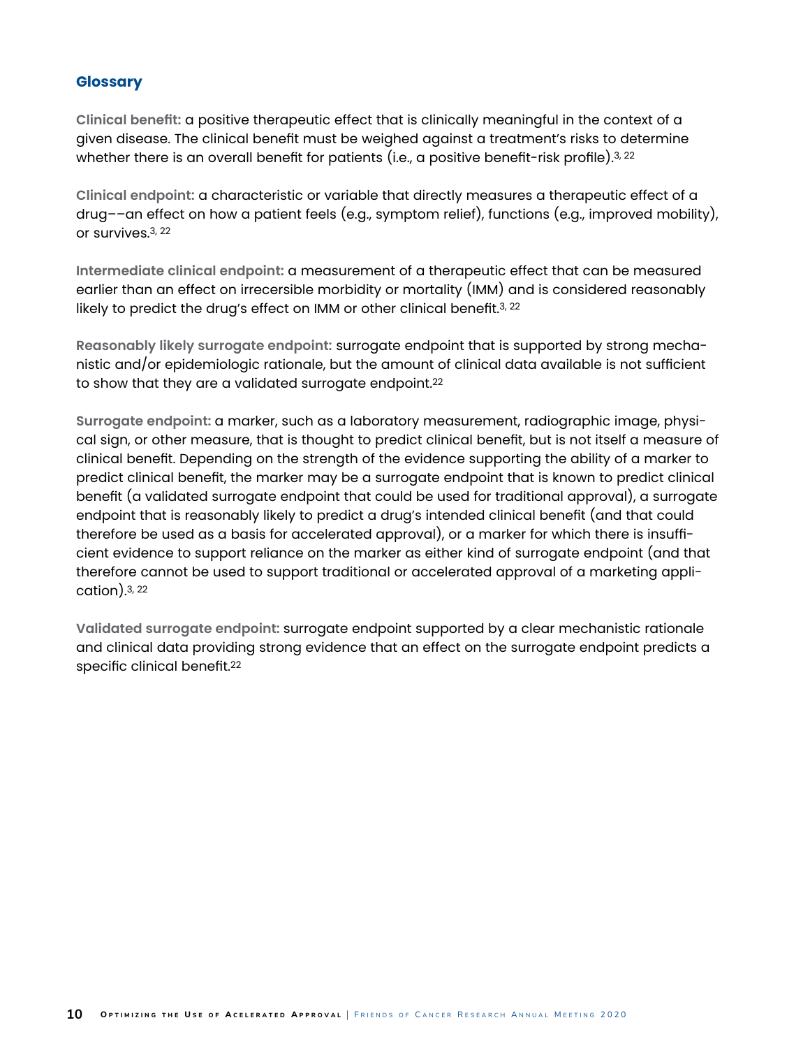## Glossary

**Clinical benefit:** a positive therapeutic effect that is clinically meaningful in the context of a given disease. The clinical benefit must be weighed against a treatment's risks to determine whether there is an overall benefit for patients (i.e., a positive benefit-risk profile).[3, 22]

**Clinical endpoint:** a characteristic or variable that directly measures a therapeutic effect of a drug––an effect on how a patient feels (e.g., symptom relief), functions (e.g., improved mobility), or survives.[3, 22]

**Intermediate clinical endpoint:** a measurement of a therapeutic effect that can be measured earlier than an effect on irrecersible morbidity or mortality (IMM) and is considered reasonably likely to predict the drug's effect on IMM or other clinical benefit.[3, 22]

**Reasonably likely surrogate endpoint:** surrogate endpoint that is supported by strong mechanistic and/or epidemiologic rationale, but the amount of clinical data available is not sufficient to show that they are a validated surrogate endpoint.[22]

**Surrogate endpoint:** a marker, such as a laboratory measurement, radiographic image, physical sign, or other measure, that is thought to predict clinical benefit, but is not itself a measure of clinical benefit. Depending on the strength of the evidence supporting the ability of a marker to predict clinical benefit, the marker may be a surrogate endpoint that is known to predict clinical benefit (a validated surrogate endpoint that could be used for traditional approval), a surrogate endpoint that is reasonably likely to predict a drug's intended clinical benefit (and that could therefore be used as a basis for accelerated approval), or a marker for which there is insufficient evidence to support reliance on the marker as either kind of surrogate endpoint (and that therefore cannot be used to support traditional or accelerated approval of a marketing application).[3, 22]

**Validated surrogate endpoint:** surrogate endpoint supported by a clear mechanistic rationale and clinical data providing strong evidence that an effect on the surrogate endpoint predicts a specific clinical benefit.[22]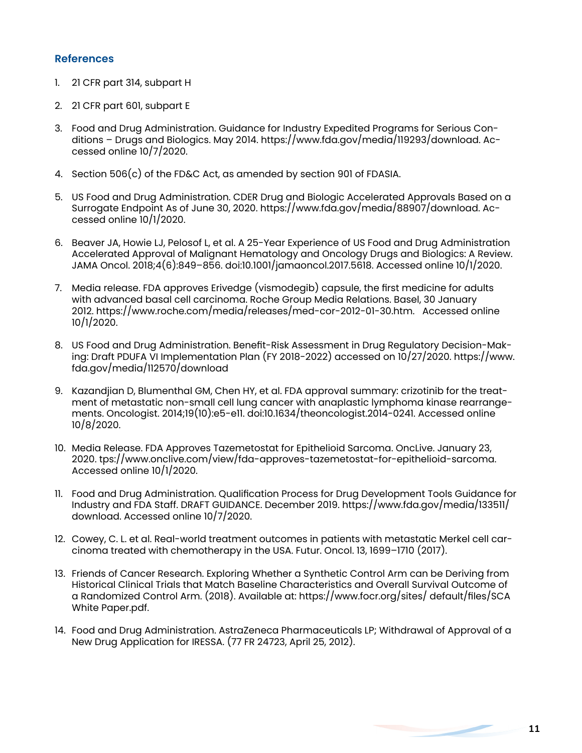## References

1. 21 CFR part 314, subpart H
2. 21 CFR part 601, subpart E
3. Food and Drug Administration. Guidance for Industry Expedited Programs for Serious Conditions – Drugs and Biologics. May 2014. https://www.fda.gov/media/119293/download. Accessed online 10/7/2020.
4. Section 506(c) of the FD&C Act, as amended by section 901 of FDASIA.
5. US Food and Drug Administration. CDER Drug and Biologic Accelerated Approvals Based on a Surrogate Endpoint As of June 30, 2020. https://www.fda.gov/media/88907/download. Accessed online 10/1/2020.
6. Beaver JA, Howie LJ, Pelosof L, et al. A 25-Year Experience of US Food and Drug Administration Accelerated Approval of Malignant Hematology and Oncology Drugs and Biologics: A Review. JAMA Oncol. 2018;4(6):849–856. doi:10.1001/jamaoncol.2017.5618. Accessed online 10/1/2020.
7. Media release. FDA approves Erivedge (vismodegib) capsule, the first medicine for adults with advanced basal cell carcinoma. Roche Group Media Relations. Basel, 30 January 2012. https://www.roche.com/media/releases/med-cor-2012-01-30.htm. Accessed online 10/1/2020.
8. US Food and Drug Administration. Benefit-Risk Assessment in Drug Regulatory Decision-Making: Draft PDUFA VI Implementation Plan (FY 2018-2022) accessed on 10/27/2020. https://www.fda.gov/media/112570/download
9. Kazandjian D, Blumenthal GM, Chen HY, et al. FDA approval summary: crizotinib for the treatment of metastatic non-small cell lung cancer with anaplastic lymphoma kinase rearrangements. Oncologist. 2014;19(10):e5-e11. doi:10.1634/theoncologist.2014-0241. Accessed online 10/8/2020.
10. Media Release. FDA Approves Tazemetostat for Epithelioid Sarcoma. OncLive. January 23, 2020. tps://www.onclive.com/view/fda-approves-tazemetostat-for-epithelioid-sarcoma. Accessed online 10/1/2020.
11. Food and Drug Administration. Qualification Process for Drug Development Tools Guidance for Industry and FDA Staff. DRAFT GUIDANCE. December 2019. https://www.fda.gov/media/133511/download. Accessed online 10/7/2020.
12. Cowey, C. L. et al. Real-world treatment outcomes in patients with metastatic Merkel cell carcinoma treated with chemotherapy in the USA. Futur. Oncol. 13, 1699–1710 (2017).
13. Friends of Cancer Research. Exploring Whether a Synthetic Control Arm can be Deriving from Historical Clinical Trials that Match Baseline Characteristics and Overall Survival Outcome of a Randomized Control Arm. (2018). Available at: https://www.focr.org/sites/ default/files/SCA White Paper.pdf.
14. Food and Drug Administration. AstraZeneca Pharmaceuticals LP; Withdrawal of Approval of a New Drug Application for IRESSA. (77 FR 24723, April 25, 2012).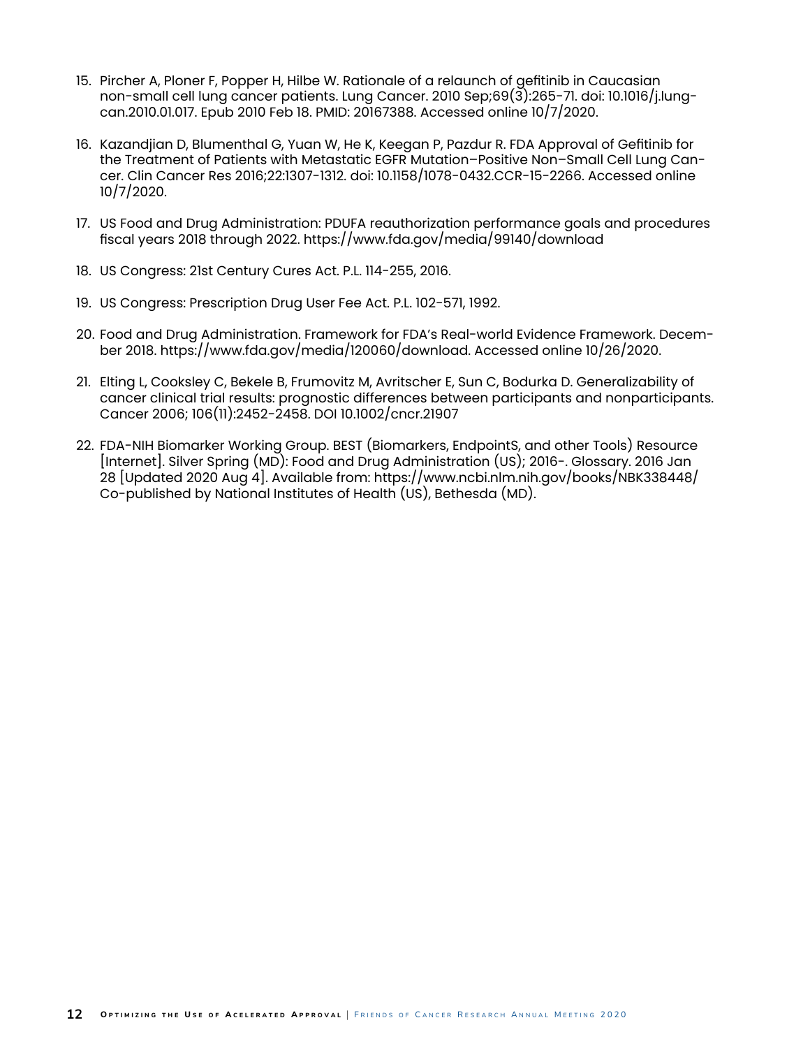15. Pircher A, Ploner F, Popper H, Hilbe W. Rationale of a relaunch of gefitinib in Caucasian non-small cell lung cancer patients. Lung Cancer. 2010 Sep;69(3):265-71. doi: 10.1016/j.lungcan.2010.01.017. Epub 2010 Feb 18. PMID: 20167388. Accessed online 10/7/2020.

16. Kazandjian D, Blumenthal G, Yuan W, He K, Keegan P, Pazdur R. FDA Approval of Gefitinib for the Treatment of Patients with Metastatic EGFR Mutation–Positive Non–Small Cell Lung Cancer. Clin Cancer Res 2016;22:1307-1312. doi: 10.1158/1078-0432.CCR-15-2266. Accessed online 10/7/2020.

17. US Food and Drug Administration: PDUFA reauthorization performance goals and procedures fiscal years 2018 through 2022. https://www.fda.gov/media/99140/download

18. US Congress: 21st Century Cures Act. P.L. 114-255, 2016.

19. US Congress: Prescription Drug User Fee Act. P.L. 102-571, 1992.

20. Food and Drug Administration. Framework for FDA's Real-world Evidence Framework. December 2018. https://www.fda.gov/media/120060/download. Accessed online 10/26/2020.

21. Elting L, Cooksley C, Bekele B, Frumovitz M, Avritscher E, Sun C, Bodurka D. Generalizability of cancer clinical trial results: prognostic differences between participants and nonparticipants. Cancer 2006; 106(11):2452-2458. DOI 10.1002/cncr.21907

22. FDA-NIH Biomarker Working Group. BEST (Biomarkers, EndpointS, and other Tools) Resource [Internet]. Silver Spring (MD): Food and Drug Administration (US); 2016-. Glossary. 2016 Jan 28 [Updated 2020 Aug 4]. Available from: https://www.ncbi.nlm.nih.gov/books/NBK338448/ Co-published by National Institutes of Health (US), Bethesda (MD).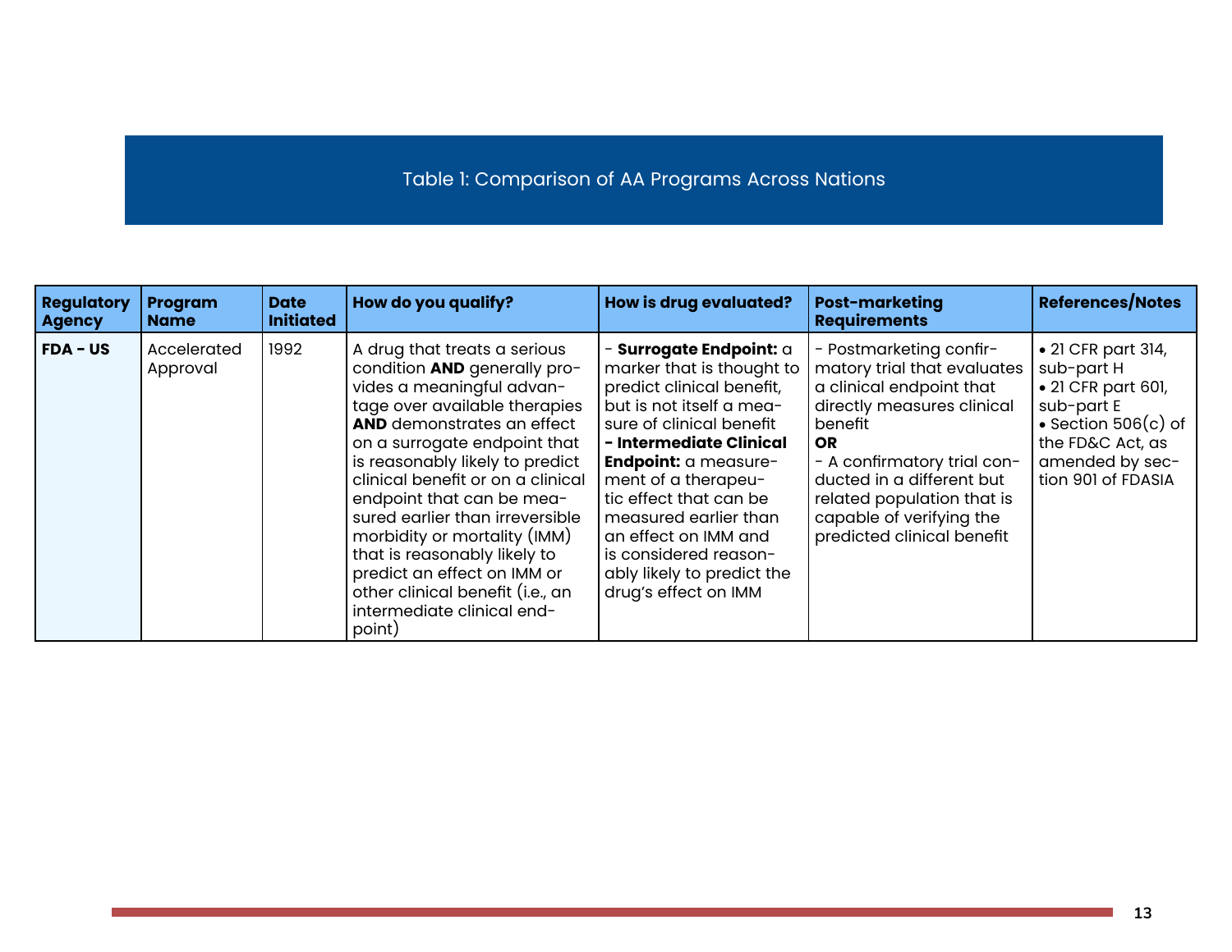Table 1: Comparison of AA Programs Across Nations

| Regulatory Agency | Program Name | Date Initiated | How do you qualify? | How is drug evaluated? | Post-marketing Requirements | References/Notes |
|---|---|---|---|---|---|---|
| **FDA - US** | Accelerated Approval | 1992 | A drug that treats a serious condition **AND** generally provides a meaningful advantage over available therapies **AND** demonstrates an effect on a surrogate endpoint that is reasonably likely to predict clinical benefit or on a clinical endpoint that can be measured earlier than irreversible morbidity or mortality (IMM) that is reasonably likely to predict an effect on IMM or other clinical benefit (i.e., an intermediate clinical endpoint) | - **Surrogate Endpoint:** a marker that is thought to predict clinical benefit, but is not itself a measure of clinical benefit<br>**- Intermediate Clinical Endpoint:** a measurement of a therapeutic effect that can be measured earlier than an effect on IMM and is considered reasonably likely to predict the drug's effect on IMM | - Postmarketing confirmatory trial that evaluates a clinical endpoint that directly measures clinical benefit<br>**OR**<br>- A confirmatory trial conducted in a different but related population that is capable of verifying the predicted clinical benefit | • 21 CFR part 314, sub-part H<br>• 21 CFR part 601, sub-part E<br>• Section 506(c) of the FD&C Act, as amended by section 901 of FDASIA |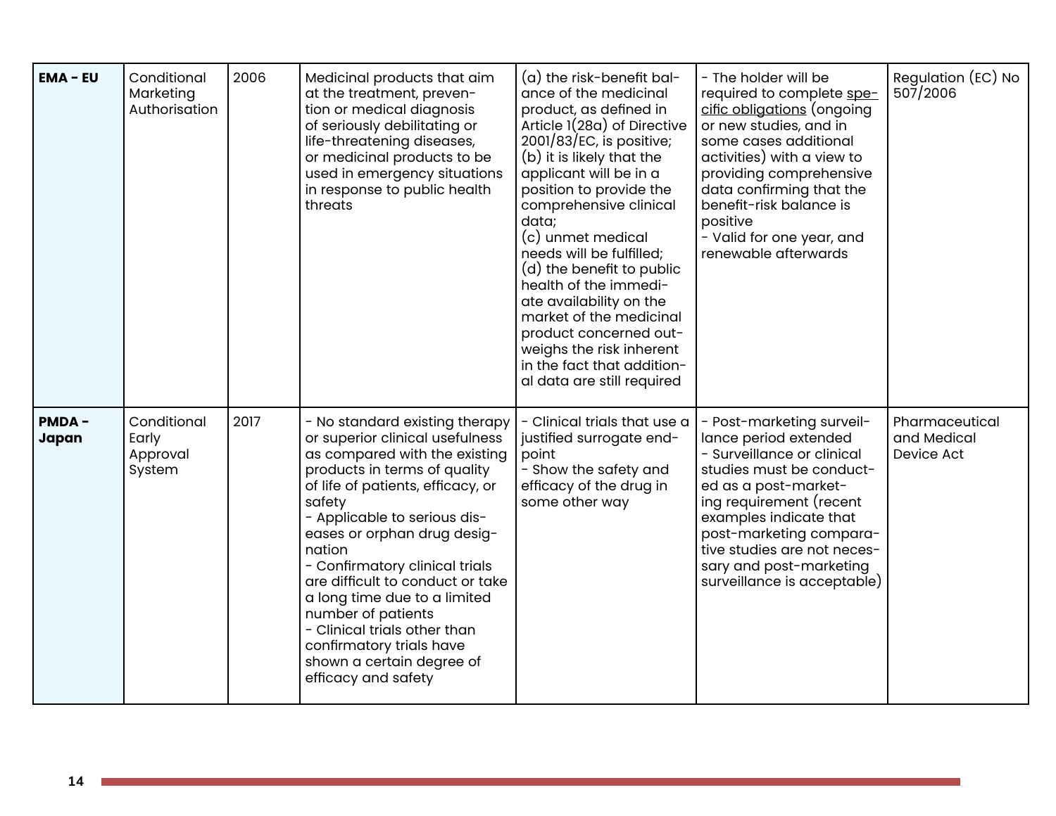| **EMA - EU** | Conditional Marketing Authorisation | 2006 | Medicinal products that aim at the treatment, prevention or medical diagnosis of seriously debilitating or life-threatening diseases, or medicinal products to be used in emergency situations in response to public health threats | (a) the risk-benefit balance of the medicinal product, as defined in Article 1(28a) of Directive 2001/83/EC, is positive;<br>(b) it is likely that the applicant will be in a position to provide the comprehensive clinical data;<br>(c) unmet medical needs will be fulfilled;<br>(d) the benefit to public health of the immediate availability on the market of the medicinal product concerned outweighs the risk inherent in the fact that additional data are still required | - The holder will be required to complete specific obligations (ongoing or new studies, and in some cases additional activities) with a view to providing comprehensive data confirming that the benefit-risk balance is positive<br>- Valid for one year, and renewable afterwards | Regulation (EC) No 507/2006 |
|---|---|---|---|---|---|---|
| **PMDA - Japan** | Conditional Early Approval System | 2017 | - No standard existing therapy or superior clinical usefulness as compared with the existing products in terms of quality of life of patients, efficacy, or safety<br>- Applicable to serious diseases or orphan drug designation<br>- Confirmatory clinical trials are difficult to conduct or take a long time due to a limited number of patients<br>- Clinical trials other than confirmatory trials have shown a certain degree of efficacy and safety | - Clinical trials that use a justified surrogate endpoint<br>- Show the safety and efficacy of the drug in some other way | - Post-marketing surveillance period extended<br>- Surveillance or clinical studies must be conducted as a post-marketing requirement (recent examples indicate that post-marketing comparative studies are not necessary and post-marketing surveillance is acceptable) | Pharmaceutical and Medical Device Act |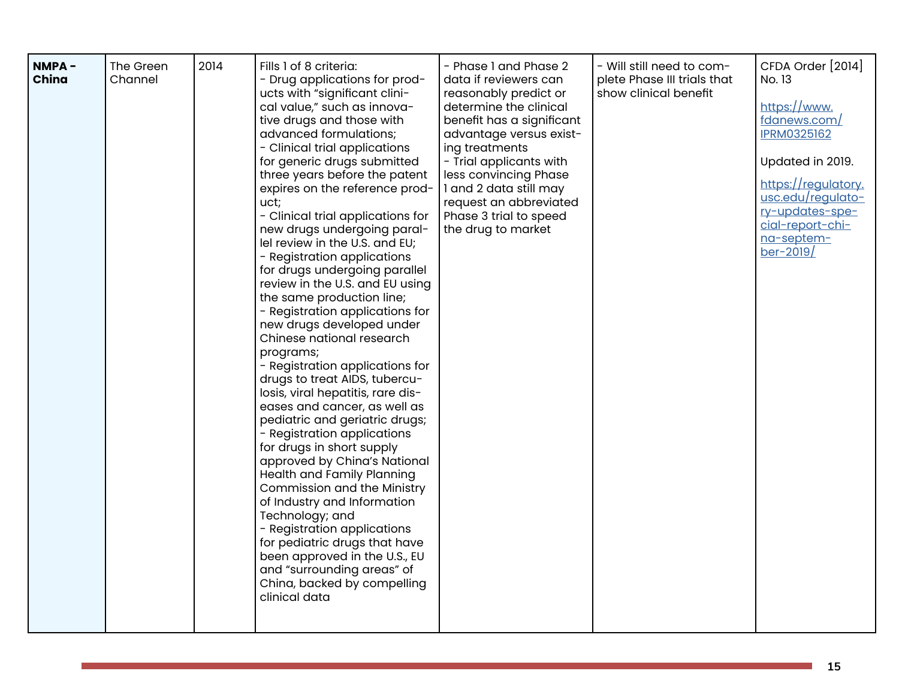| **NMPA - China** | The Green Channel | 2014 | Fills 1 of 8 criteria:<br>- Drug applications for products with "significant clinical value," such as innovative drugs and those with advanced formulations;<br>- Clinical trial applications for generic drugs submitted three years before the patent expires on the reference product;<br>- Clinical trial applications for new drugs undergoing parallel review in the U.S. and EU;<br>- Registration applications for drugs undergoing parallel review in the U.S. and EU using the same production line;<br>- Registration applications for new drugs developed under Chinese national research programs;<br>- Registration applications for drugs to treat AIDS, tuberculosis, viral hepatitis, rare diseases and cancer, as well as pediatric and geriatric drugs;<br>- Registration applications for drugs in short supply approved by China's National Health and Family Planning Commission and the Ministry of Industry and Information Technology; and<br>- Registration applications for pediatric drugs that have been approved in the U.S., EU and "surrounding areas" of China, backed by compelling clinical data | - Phase 1 and Phase 2 data if reviewers can reasonably predict or determine the clinical benefit has a significant advantage versus existing treatments<br>- Trial applicants with less convincing Phase 1 and 2 data still may request an abbreviated Phase 3 trial to speed the drug to market | - Will still need to complete Phase III trials that show clinical benefit | CFDA Order [2014] No. 13<br><br>https://www.fdanews.com/IPRM0325162<br><br>Updated in 2019.<br><br>https://regulatory.usc.edu/regulatory-updates-special-report-china-september-2019/ |
|---|---|---|---|---|---|---|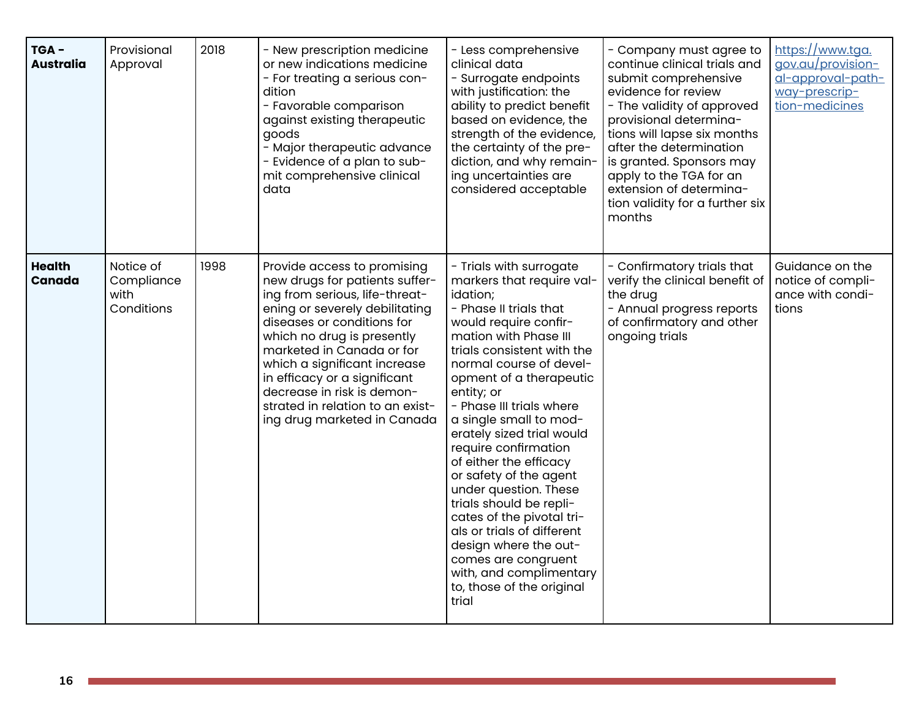| | | | | | | |
|---|---|---|---|---|---|---|
| **TGA - Australia** | Provisional Approval | 2018 | - New prescription medicine or new indications medicine<br>- For treating a serious condition<br>- Favorable comparison against existing therapeutic goods<br>- Major therapeutic advance<br>- Evidence of a plan to submit comprehensive clinical data | - Less comprehensive clinical data<br>- Surrogate endpoints with justification: the ability to predict benefit based on evidence, the strength of the evidence, the certainty of the prediction, and why remaining uncertainties are considered acceptable | - Company must agree to continue clinical trials and submit comprehensive evidence for review<br>- The validity of approved provisional determinations will lapse six months after the determination is granted. Sponsors may apply to the TGA for an extension of determination validity for a further six months | https://www.tga.gov.au/provisional-approval-pathway-prescription-medicines |
| **Health Canada** | Notice of Compliance with Conditions | 1998 | Provide access to promising new drugs for patients suffering from serious, life-threatening or severely debilitating diseases or conditions for which no drug is presently marketed in Canada or for which a significant increase in efficacy or a significant decrease in risk is demonstrated in relation to an existing drug marketed in Canada | - Trials with surrogate markers that require validation;<br>- Phase II trials that would require confirmation with Phase III trials consistent with the normal course of development of a therapeutic entity; or<br>- Phase III trials where a single small to moderately sized trial would require confirmation of either the efficacy or safety of the agent under question. These trials should be replicates of the pivotal trials or trials of different design where the outcomes are congruent with, and complimentary to, those of the original trial | - Confirmatory trials that verify the clinical benefit of the drug<br>- Annual progress reports of confirmatory and other ongoing trials | Guidance on the notice of compliance with conditions |